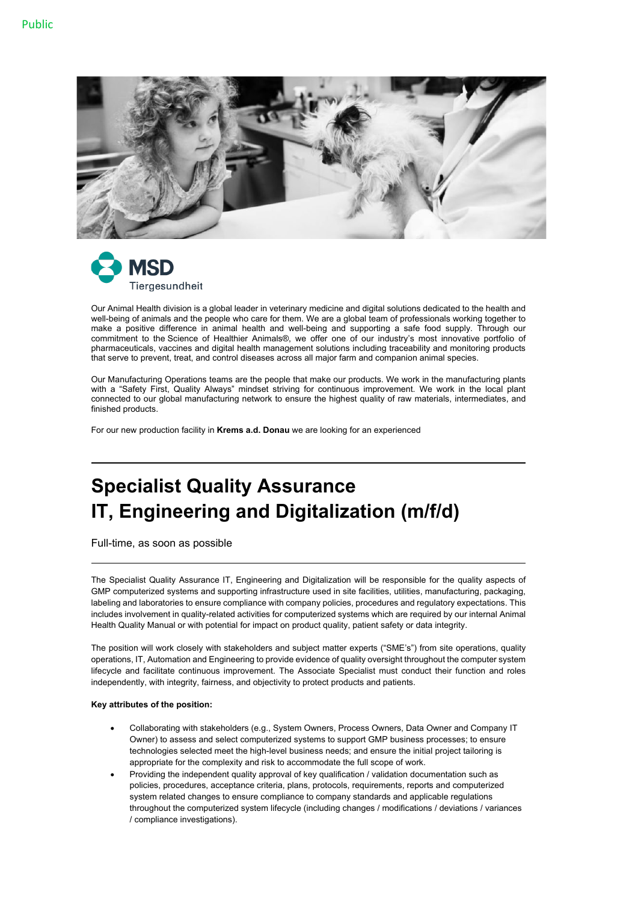MSD Tiergesundheit

Our Animal Health division is a global leader in veterinary medicine and digital solutions dedicated to the health and well-being of animals and the people who care for them. We are a global team of professionals working together to make a positive difference in animal health and well-being and supporting a safe food supply. Through our commitment to the Science of Healthier Animals®, we offer one of our industry's most innovative portfolio of pharmaceuticals, vaccines and digital health management solutions including traceability and monitoring products that serve to prevent, treat, and control diseases across all major farm and companion animal species.

Our Manufacturing Operations teams are the people that make our products. We work in the manufacturing plants with a "Safety First, Quality Always" mindset striving for continuous improvement. We work in the local plant connected to our global manufacturing network to ensure the highest quality of raw materials, intermediates, and finished products.

For our new production facility in **Krems a.d. Donau** we are looking for an experienced

# Specialist Quality Assurance IT, Engineering and Digitalization (m/f/d)

Full-time, as soon as possible

The Specialist Quality Assurance IT, Engineering and Digitalization will be responsible for the quality aspects of GMP computerized systems and supporting infrastructure used in site facilities, utilities, manufacturing, packaging, labeling and laboratories to ensure compliance with company policies, procedures and regulatory expectations. This includes involvement in quality-related activities for computerized systems which are required by our internal Animal Health Quality Manual or with potential for impact on product quality, patient safety or data integrity.

The position will work closely with stakeholders and subject matter experts ("SME's") from site operations, quality operations, IT, Automation and Engineering to provide evidence of quality oversight throughout the computer system lifecycle and facilitate continuous improvement. The Associate Specialist must conduct their function and roles independently, with integrity, fairness, and objectivity to protect products and patients.

**Key attributes of the position:**

- Collaborating with stakeholders (e.g., System Owners, Process Owners, Data Owner and Company IT Owner) to assess and select computerized systems to support GMP business processes; to ensure technologies selected meet the high-level business needs; and ensure the initial project tailoring is appropriate for the complexity and risk to accommodate the full scope of work.
- Providing the independent quality approval of key qualification / validation documentation such as policies, procedures, acceptance criteria, plans, protocols, requirements, reports and computerized system related changes to ensure compliance to company standards and applicable regulations throughout the computerized system lifecycle (including changes / modifications / deviations / variances / compliance investigations).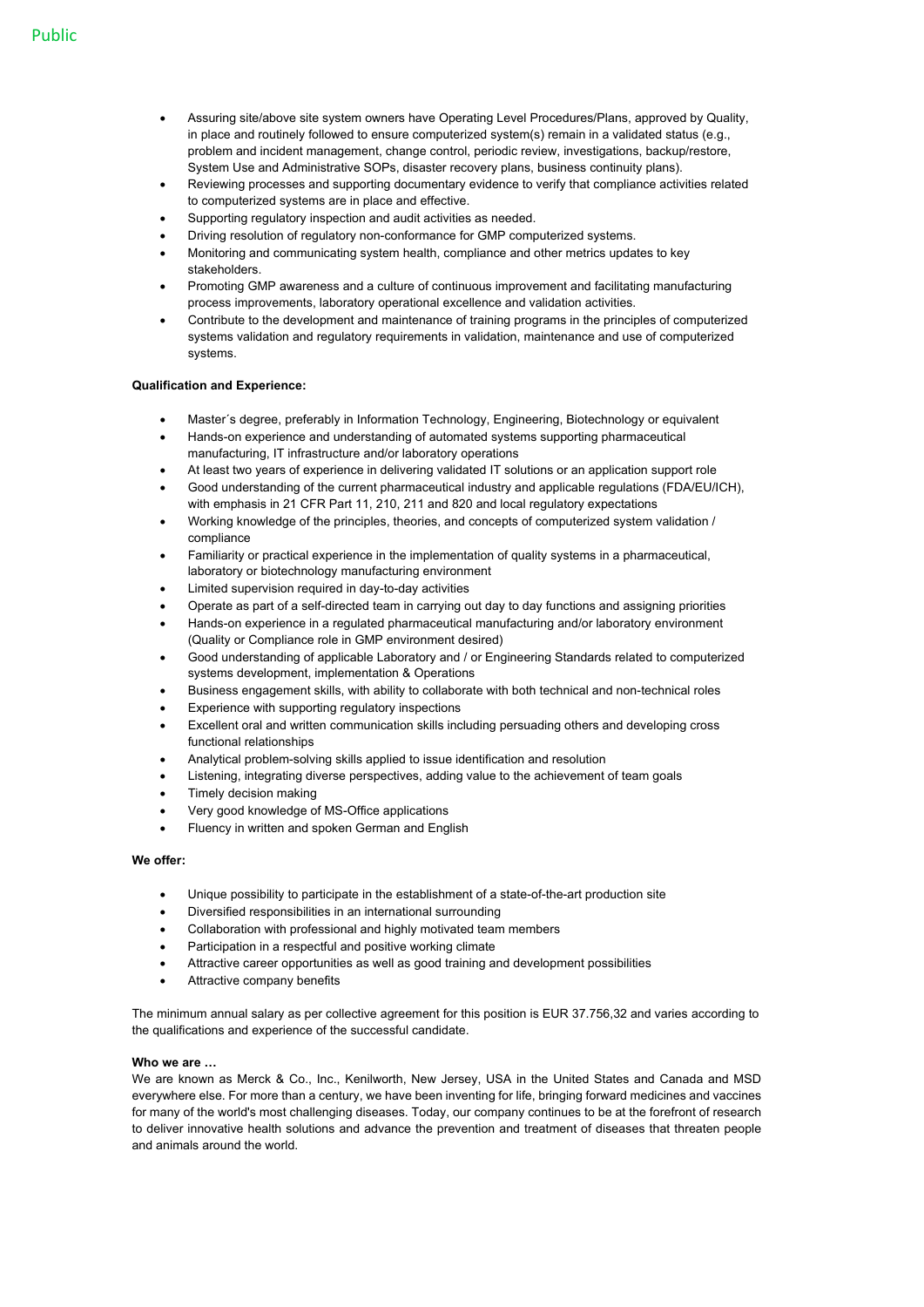- Assuring site/above site system owners have Operating Level Procedures/Plans, approved by Quality, in place and routinely followed to ensure computerized system(s) remain in a validated status (e.g., problem and incident management, change control, periodic review, investigations, backup/restore, System Use and Administrative SOPs, disaster recovery plans, business continuity plans).
- Reviewing processes and supporting documentary evidence to verify that compliance activities related to computerized systems are in place and effective.
- Supporting regulatory inspection and audit activities as needed.
- Driving resolution of regulatory non-conformance for GMP computerized systems.
- Monitoring and communicating system health, compliance and other metrics updates to key stakeholders.
- Promoting GMP awareness and a culture of continuous improvement and facilitating manufacturing process improvements, laboratory operational excellence and validation activities.
- Contribute to the development and maintenance of training programs in the principles of computerized systems validation and regulatory requirements in validation, maintenance and use of computerized systems.

**Qualification and Experience:**

- Master´s degree, preferably in Information Technology, Engineering, Biotechnology or equivalent
- Hands-on experience and understanding of automated systems supporting pharmaceutical manufacturing, IT infrastructure and/or laboratory operations
- At least two years of experience in delivering validated IT solutions or an application support role
- Good understanding of the current pharmaceutical industry and applicable regulations (FDA/EU/ICH), with emphasis in 21 CFR Part 11, 210, 211 and 820 and local regulatory expectations
- Working knowledge of the principles, theories, and concepts of computerized system validation / compliance
- Familiarity or practical experience in the implementation of quality systems in a pharmaceutical, laboratory or biotechnology manufacturing environment
- Limited supervision required in day-to-day activities
- Operate as part of a self-directed team in carrying out day to day functions and assigning priorities
- Hands-on experience in a regulated pharmaceutical manufacturing and/or laboratory environment (Quality or Compliance role in GMP environment desired)
- Good understanding of applicable Laboratory and / or Engineering Standards related to computerized systems development, implementation & Operations
- Business engagement skills, with ability to collaborate with both technical and non-technical roles
- Experience with supporting regulatory inspections
- Excellent oral and written communication skills including persuading others and developing cross functional relationships
- Analytical problem-solving skills applied to issue identification and resolution
- Listening, integrating diverse perspectives, adding value to the achievement of team goals
- Timely decision making
- Very good knowledge of MS-Office applications
- Fluency in written and spoken German and English

**We offer:**

- Unique possibility to participate in the establishment of a state-of-the-art production site
- Diversified responsibilities in an international surrounding
- Collaboration with professional and highly motivated team members
- Participation in a respectful and positive working climate
- Attractive career opportunities as well as good training and development possibilities
- Attractive company benefits

The minimum annual salary as per collective agreement for this position is EUR 37.756,32 and varies according to the qualifications and experience of the successful candidate.

**Who we are …**

We are known as Merck & Co., Inc., Kenilworth, New Jersey, USA in the United States and Canada and MSD everywhere else. For more than a century, we have been inventing for life, bringing forward medicines and vaccines for many of the world's most challenging diseases. Today, our company continues to be at the forefront of research to deliver innovative health solutions and advance the prevention and treatment of diseases that threaten people and animals around the world.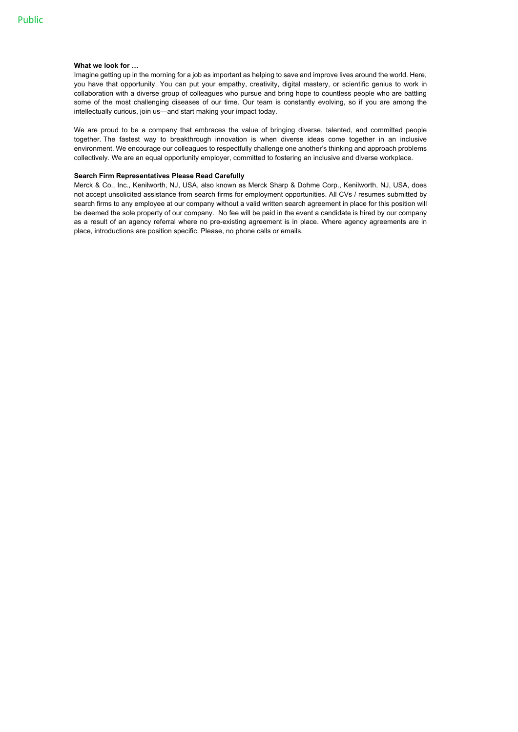**What we look for …**

Imagine getting up in the morning for a job as important as helping to save and improve lives around the world. Here, you have that opportunity. You can put your empathy, creativity, digital mastery, or scientific genius to work in collaboration with a diverse group of colleagues who pursue and bring hope to countless people who are battling some of the most challenging diseases of our time. Our team is constantly evolving, so if you are among the intellectually curious, join us—and start making your impact today.

We are proud to be a company that embraces the value of bringing diverse, talented, and committed people together. The fastest way to breakthrough innovation is when diverse ideas come together in an inclusive environment. We encourage our colleagues to respectfully challenge one another's thinking and approach problems collectively. We are an equal opportunity employer, committed to fostering an inclusive and diverse workplace.

**Search Firm Representatives Please Read Carefully**

Merck & Co., Inc., Kenilworth, NJ, USA, also known as Merck Sharp & Dohme Corp., Kenilworth, NJ, USA, does not accept unsolicited assistance from search firms for employment opportunities. All CVs / resumes submitted by search firms to any employee at our company without a valid written search agreement in place for this position will be deemed the sole property of our company. No fee will be paid in the event a candidate is hired by our company as a result of an agency referral where no pre-existing agreement is in place. Where agency agreements are in place, introductions are position specific. Please, no phone calls or emails.